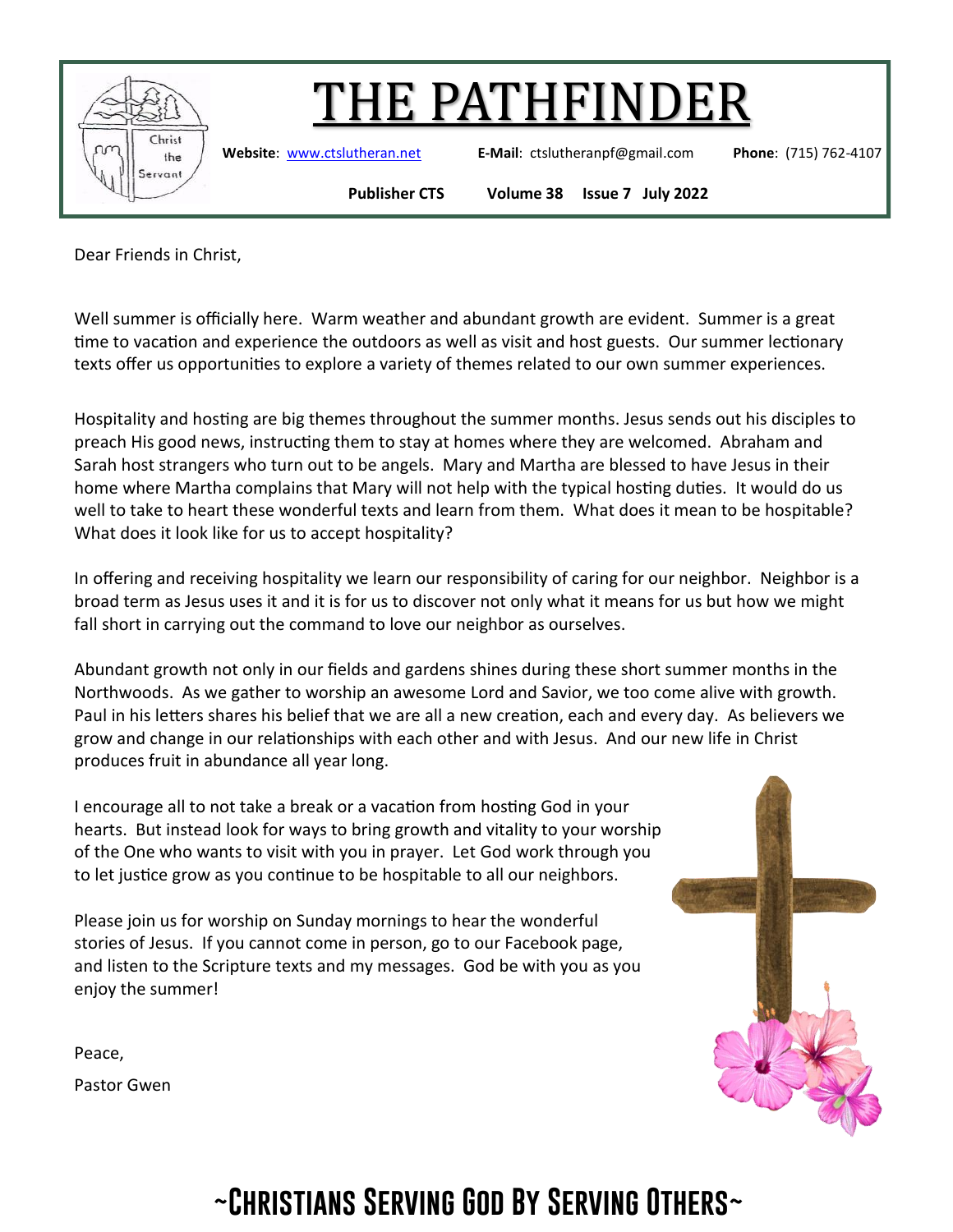# THE PATHFINDER

**Website**: www.ctslutheran.net **E-Mail**: ctslutheranpf@gmail.com **Phone**: (715) 762-4107

**Publisher CTS** **Volume 38** **Issue 7** **July 2022**

Dear Friends in Christ,

Well summer is officially here. Warm weather and abundant growth are evident. Summer is a great time to vacation and experience the outdoors as well as visit and host guests. Our summer lectionary texts offer us opportunities to explore a variety of themes related to our own summer experiences.

Hospitality and hosting are big themes throughout the summer months. Jesus sends out his disciples to preach His good news, instructing them to stay at homes where they are welcomed. Abraham and Sarah host strangers who turn out to be angels. Mary and Martha are blessed to have Jesus in their home where Martha complains that Mary will not help with the typical hosting duties. It would do us well to take to heart these wonderful texts and learn from them. What does it mean to be hospitable? What does it look like for us to accept hospitality?

In offering and receiving hospitality we learn our responsibility of caring for our neighbor. Neighbor is a broad term as Jesus uses it and it is for us to discover not only what it means for us but how we might fall short in carrying out the command to love our neighbor as ourselves.

Abundant growth not only in our fields and gardens shines during these short summer months in the Northwoods. As we gather to worship an awesome Lord and Savior, we too come alive with growth. Paul in his letters shares his belief that we are all a new creation, each and every day. As believers we grow and change in our relationships with each other and with Jesus. And our new life in Christ produces fruit in abundance all year long.

I encourage all to not take a break or a vacation from hosting God in your hearts. But instead look for ways to bring growth and vitality to your worship of the One who wants to visit with you in prayer. Let God work through you to let justice grow as you continue to be hospitable to all our neighbors.

Please join us for worship on Sunday mornings to hear the wonderful stories of Jesus. If you cannot come in person, go to our Facebook page, and listen to the Scripture texts and my messages. God be with you as you enjoy the summer!

Peace,

Pastor Gwen

## ~Christians Serving God By Serving Others~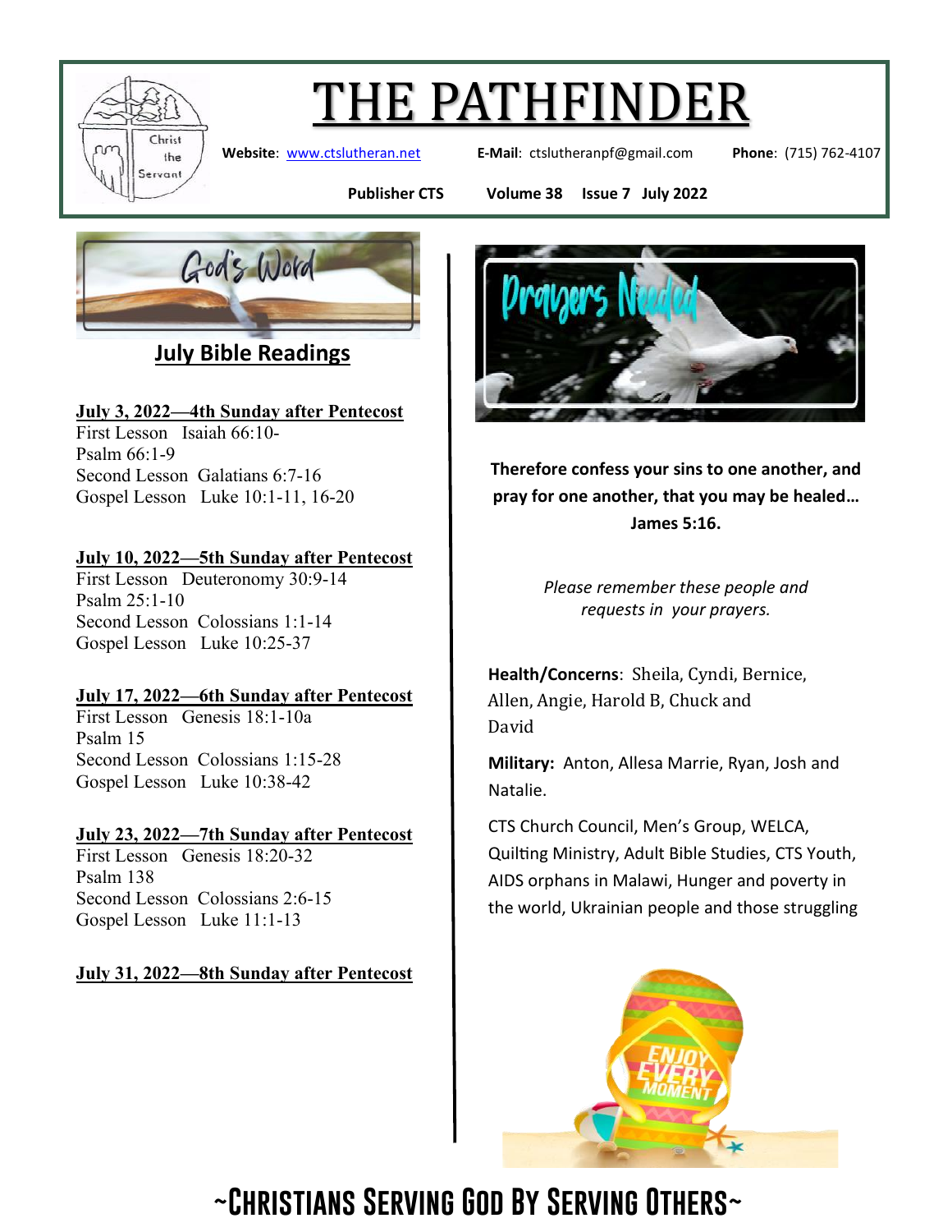# THE PATHFINDER

**Website**: www.ctslutheran.net **E-Mail**: ctslutheranpf@gmail.com **Phone**: (715) 762-4107

**Publisher CTS Volume 38 Issue 7 July 2022**

God's Word

## July Bible Readings

**July 3, 2022—4th Sunday after Pentecost**
First Lesson Isaiah 66:10-
Psalm 66:1-9
Second Lesson Galatians 6:7-16
Gospel Lesson Luke 10:1-11, 16-20

**July 10, 2022—5th Sunday after Pentecost**
First Lesson Deuteronomy 30:9-14
Psalm 25:1-10
Second Lesson Colossians 1:1-14
Gospel Lesson Luke 10:25-37

**July 17, 2022—6th Sunday after Pentecost**
First Lesson Genesis 18:1-10a
Psalm 15
Second Lesson Colossians 1:15-28
Gospel Lesson Luke 10:38-42

**July 23, 2022—7th Sunday after Pentecost**
First Lesson Genesis 18:20-32
Psalm 138
Second Lesson Colossians 2:6-15
Gospel Lesson Luke 11:1-13

**July 31, 2022—8th Sunday after Pentecost**

Prayers Needed

**Therefore confess your sins to one another, and pray for one another, that you may be healed… James 5:16.**

*Please remember these people and requests in your prayers.*

**Health/Concerns**: Sheila, Cyndi, Bernice, Allen, Angie, Harold B, Chuck and David

**Military:** Anton, Allesa Marrie, Ryan, Josh and Natalie.

CTS Church Council, Men's Group, WELCA, Quilting Ministry, Adult Bible Studies, CTS Youth, AIDS orphans in Malawi, Hunger and poverty in the world, Ukrainian people and those struggling

ENJOY EVERY MOMENT

**~Christians Serving God By Serving Others~**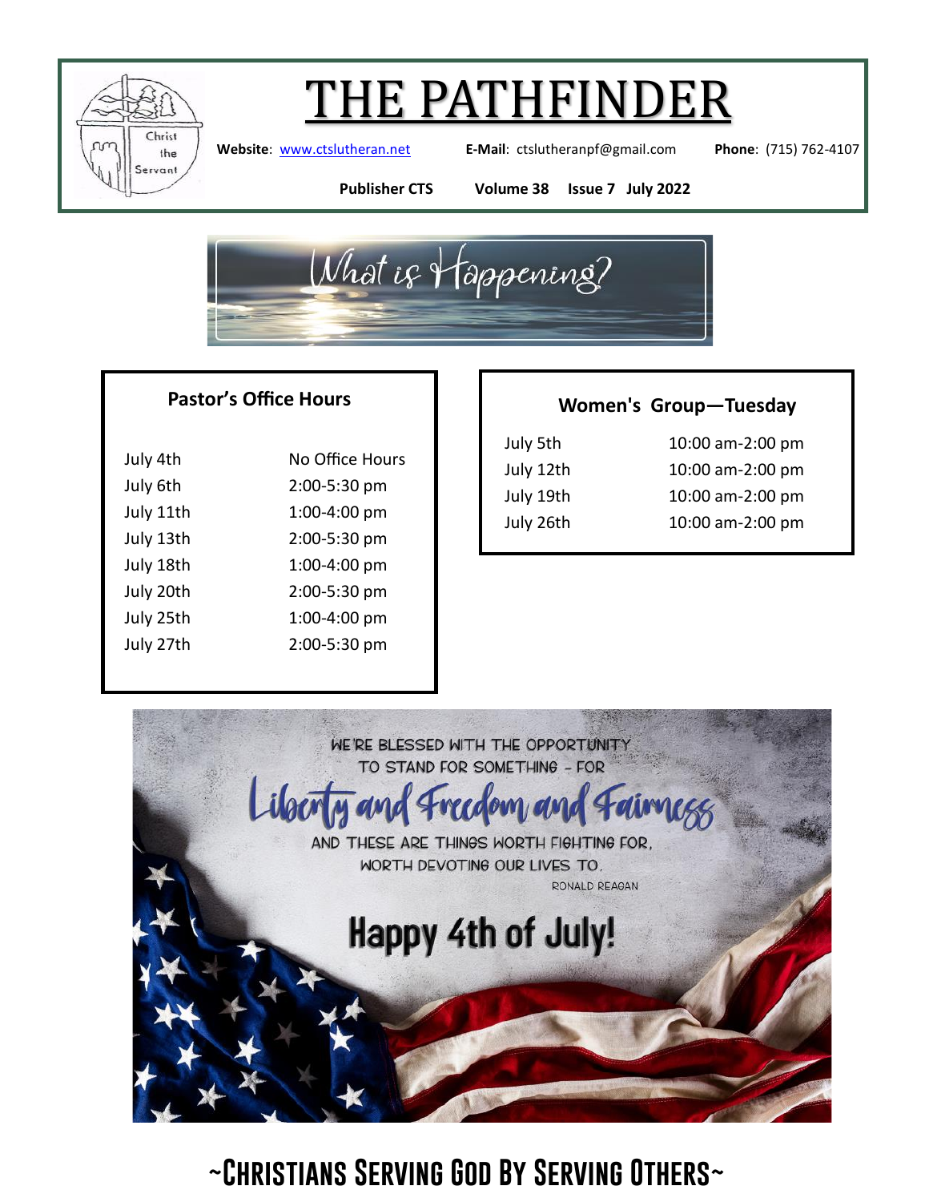# THE PATHFINDER

**Website**: www.ctslutheran.net **E-Mail**: ctslutheranpf@gmail.com **Phone**: (715) 762-4107

**Publisher CTS** **Volume 38** **Issue 7** **July 2022**

## What is Happening?

### Pastor's Office Hours

| | |
|---|---|
| July 4th | No Office Hours |
| July 6th | 2:00-5:30 pm |
| July 11th | 1:00-4:00 pm |
| July 13th | 2:00-5:30 pm |
| July 18th | 1:00-4:00 pm |
| July 20th | 2:00-5:30 pm |
| July 25th | 1:00-4:00 pm |
| July 27th | 2:00-5:30 pm |

### Women's Group—Tuesday

| | |
|---|---|
| July 5th | 10:00 am-2:00 pm |
| July 12th | 10:00 am-2:00 pm |
| July 19th | 10:00 am-2:00 pm |
| July 26th | 10:00 am-2:00 pm |

WE'RE BLESSED WITH THE OPPORTUNITY TO STAND FOR SOMETHING – FOR *Liberty and Freedom and Fairness* AND THESE ARE THINGS WORTH FIGHTING FOR, WORTH DEVOTING OUR LIVES TO.

RONALD REAGAN

**Happy 4th of July!**

**~Christians Serving God By Serving Others~**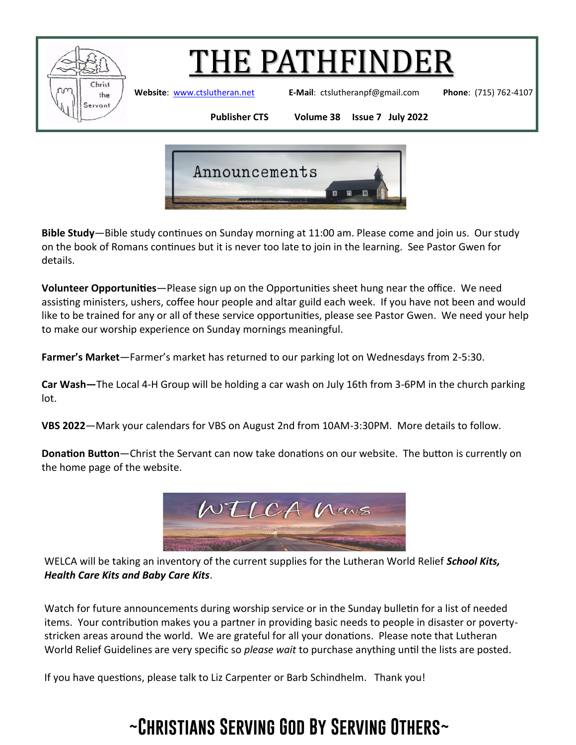# THE PATHFINDER

**Website**: www.ctslutheran.net **E-Mail**: ctslutheranpf@gmail.com **Phone**: (715) 762-4107

**Publisher CTS** **Volume 38** **Issue 7 July 2022**

## Announcements

**Bible Study**—Bible study continues on Sunday morning at 11:00 am. Please come and join us. Our study on the book of Romans continues but it is never too late to join in the learning. See Pastor Gwen for details.

**Volunteer Opportunities**—Please sign up on the Opportunities sheet hung near the office. We need assisting ministers, ushers, coffee hour people and altar guild each week. If you have not been and would like to be trained for any or all of these service opportunities, please see Pastor Gwen. We need your help to make our worship experience on Sunday mornings meaningful.

**Farmer's Market**—Farmer's market has returned to our parking lot on Wednesdays from 2-5:30.

**Car Wash—**The Local 4-H Group will be holding a car wash on July 16th from 3-6PM in the church parking lot.

**VBS 2022**—Mark your calendars for VBS on August 2nd from 10AM-3:30PM. More details to follow.

**Donation Button**—Christ the Servant can now take donations on our website. The button is currently on the home page of the website.

## WELCA News

WELCA will be taking an inventory of the current supplies for the Lutheran World Relief ***School Kits, Health Care Kits and Baby Care Kits***.

Watch for future announcements during worship service or in the Sunday bulletin for a list of needed items. Your contribution makes you a partner in providing basic needs to people in disaster or poverty-stricken areas around the world. We are grateful for all your donations. Please note that Lutheran World Relief Guidelines are very specific so *please wait* to purchase anything until the lists are posted.

If you have questions, please talk to Liz Carpenter or Barb Schindhelm. Thank you!

## ~Christians Serving God By Serving Others~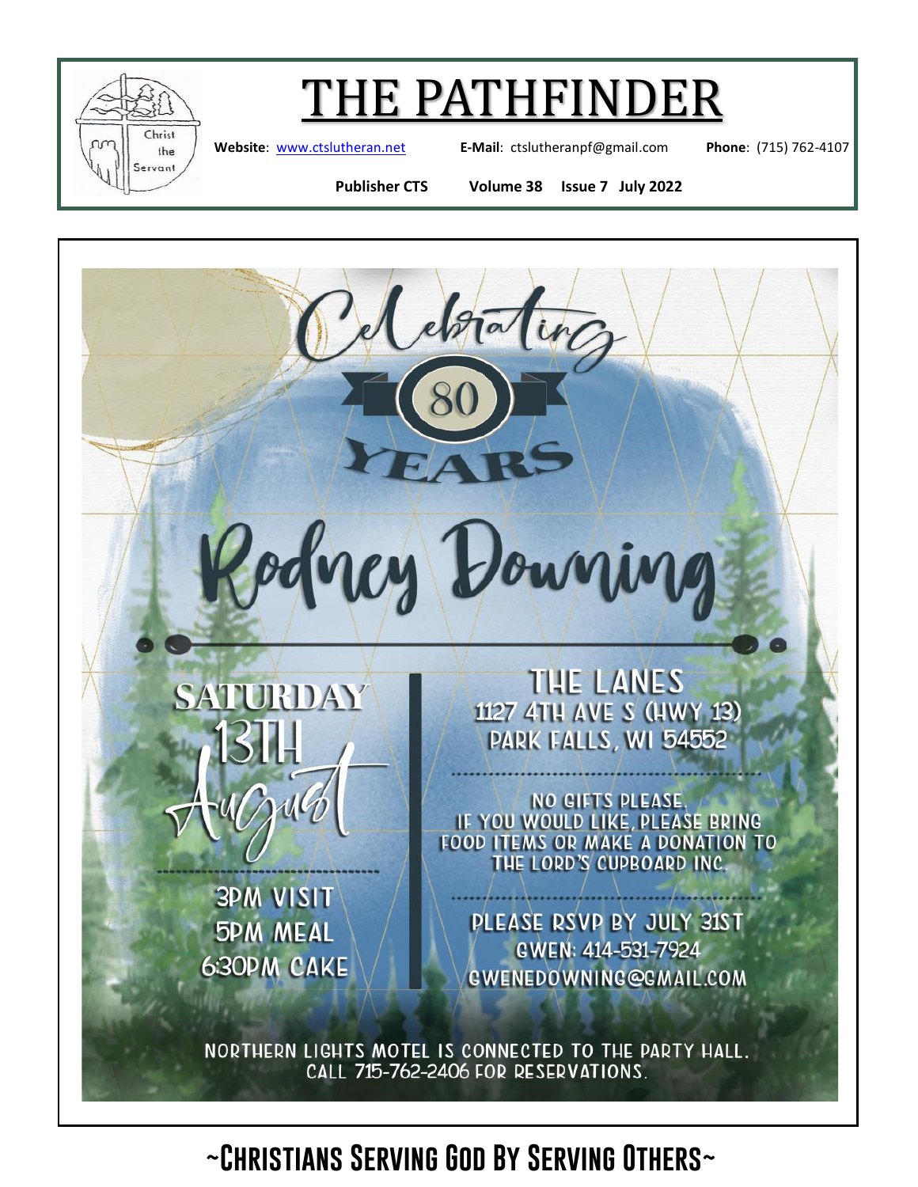# THE PATHFINDER

**Website**: www.ctslutheran.net **E-Mail**: ctslutheranpf@gmail.com **Phone**: (715) 762-4107

**Publisher CTS Volume 38 Issue 7 July 2022**

Celebrating 80 YEARS

# Rodney Downing

**SATURDAY 13TH August**

3PM VISIT
5PM MEAL
6:30PM CAKE

**THE LANES**
1127 4TH AVE S (HWY 13)
PARK FALLS, WI 54552

NO GIFTS PLEASE.
IF YOU WOULD LIKE, PLEASE BRING FOOD ITEMS OR MAKE A DONATION TO THE LORD'S CUPBOARD INC.

PLEASE RSVP BY JULY 31ST
GWEN: 414-531-7924
GWENEDOWNING@GMAIL.COM

NORTHERN LIGHTS MOTEL IS CONNECTED TO THE PARTY HALL.
CALL 715-762-2406 FOR RESERVATIONS.

**~Christians Serving God By Serving Others~**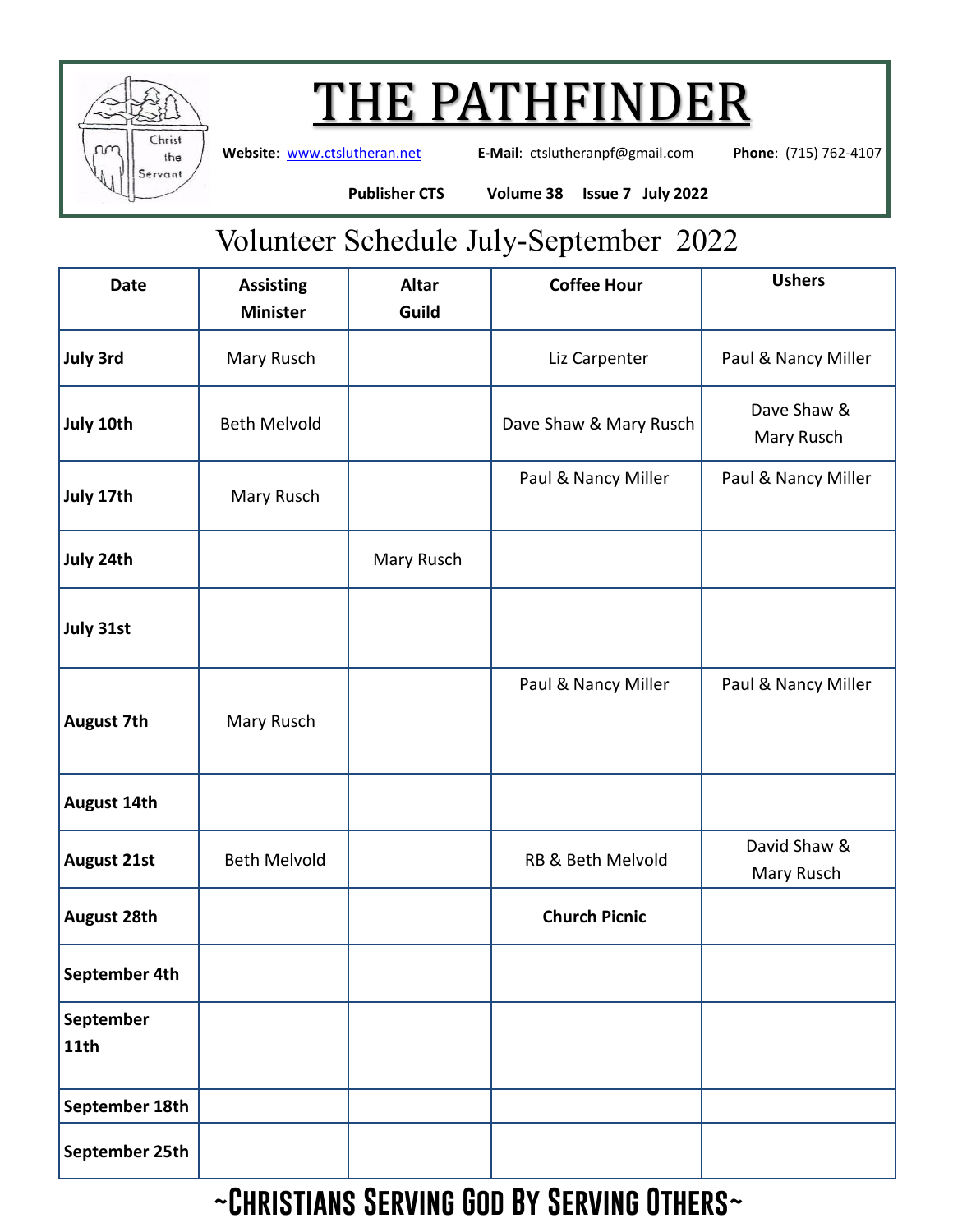# THE PATHFINDER

**Website**: www.ctslutheran.net **E-Mail**: ctslutheranpf@gmail.com **Phone**: (715) 762-4107

**Publisher CTS** **Volume 38** **Issue 7** **July 2022**

## Volunteer Schedule July-September 2022

| Date | Assisting Minister | Altar Guild | Coffee Hour | Ushers |
|---|---|---|---|---|
| **July 3rd** | Mary Rusch | | Liz Carpenter | Paul & Nancy Miller |
| **July 10th** | Beth Melvold | | Dave Shaw & Mary Rusch | Dave Shaw & Mary Rusch |
| **July 17th** | Mary Rusch | | Paul & Nancy Miller | Paul & Nancy Miller |
| **July 24th** | | Mary Rusch | | |
| **July 31st** | | | | |
| **August 7th** | Mary Rusch | | Paul & Nancy Miller | Paul & Nancy Miller |
| **August 14th** | | | | |
| **August 21st** | Beth Melvold | | RB & Beth Melvold | David Shaw & Mary Rusch |
| **August 28th** | | | **Church Picnic** | |
| **September 4th** | | | | |
| **September 11th** | | | | |
| **September 18th** | | | | |
| **September 25th** | | | | |

**~Christians Serving God By Serving Others~**